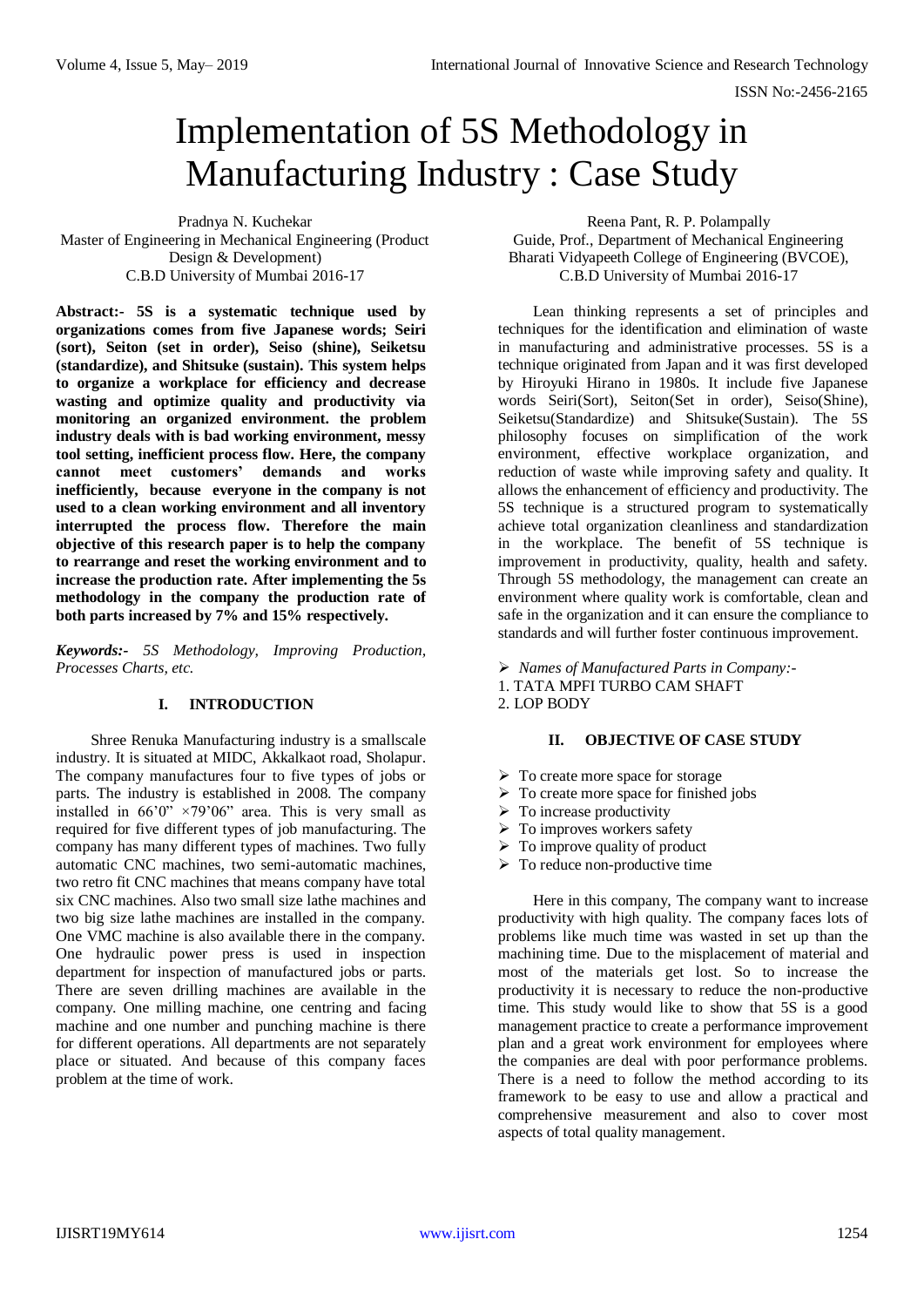# Implementation of 5S Methodology in Manufacturing Industry : Case Study

Pradnya N. Kuchekar
Master of Engineering in Mechanical Engineering (Product Design & Development)
C.B.D University of Mumbai 2016-17

Reena Pant, R. P. Polampally
Guide, Prof., Department of Mechanical Engineering
Bharati Vidyapeeth College of Engineering (BVCOE),
C.B.D University of Mumbai 2016-17

**Abstract:- 5S is a systematic technique used by organizations comes from five Japanese words; Seiri (sort), Seiton (set in order), Seiso (shine), Seiketsu (standardize), and Shitsuke (sustain). This system helps to organize a workplace for efficiency and decrease wasting and optimize quality and productivity via monitoring an organized environment. the problem industry deals with is bad working environment, messy tool setting, inefficient process flow. Here, the company cannot meet customers' demands and works inefficiently, because everyone in the company is not used to a clean working environment and all inventory interrupted the process flow. Therefore the main objective of this research paper is to help the company to rearrange and reset the working environment and to increase the production rate. After implementing the 5s methodology in the company the production rate of both parts increased by 7% and 15% respectively.**

***Keywords:-*** *5S Methodology, Improving Production, Processes Charts, etc.*

## I. INTRODUCTION

Shree Renuka Manufacturing industry is a smallscale industry. It is situated at MIDC, Akkalkaot road, Sholapur. The company manufactures four to five types of jobs or parts. The industry is established in 2008. The company installed in 66'0" ×79'06" area. This is very small as required for five different types of job manufacturing. The company has many different types of machines. Two fully automatic CNC machines, two semi-automatic machines, two retro fit CNC machines that means company have total six CNC machines. Also two small size lathe machines and two big size lathe machines are installed in the company. One VMC machine is also available there in the company. One hydraulic power press is used in inspection department for inspection of manufactured jobs or parts. There are seven drilling machines are available in the company. One milling machine, one centring and facing machine and one number and punching machine is there for different operations. All departments are not separately place or situated. And because of this company faces problem at the time of work.

Lean thinking represents a set of principles and techniques for the identification and elimination of waste in manufacturing and administrative processes. 5S is a technique originated from Japan and it was first developed by Hiroyuki Hirano in 1980s. It include five Japanese words Seiri(Sort), Seiton(Set in order), Seiso(Shine), Seiketsu(Standardize) and Shitsuke(Sustain). The 5S philosophy focuses on simplification of the work environment, effective workplace organization, and reduction of waste while improving safety and quality. It allows the enhancement of efficiency and productivity. The 5S technique is a structured program to systematically achieve total organization cleanliness and standardization in the workplace. The benefit of 5S technique is improvement in productivity, quality, health and safety. Through 5S methodology, the management can create an environment where quality work is comfortable, clean and safe in the organization and it can ensure the compliance to standards and will further foster continuous improvement.

- *Names of Manufactured Parts in Company:-*

1. TATA MPFI TURBO CAM SHAFT
2. LOP BODY

## II. OBJECTIVE OF CASE STUDY

- To create more space for storage
- To create more space for finished jobs
- To increase productivity
- To improves workers safety
- To improve quality of product
- To reduce non-productive time

Here in this company, The company want to increase productivity with high quality. The company faces lots of problems like much time was wasted in set up than the machining time. Due to the misplacement of material and most of the materials get lost. So to increase the productivity it is necessary to reduce the non-productive time. This study would like to show that 5S is a good management practice to create a performance improvement plan and a great work environment for employees where the companies are deal with poor performance problems. There is a need to follow the method according to its framework to be easy to use and allow a practical and comprehensive measurement and also to cover most aspects of total quality management.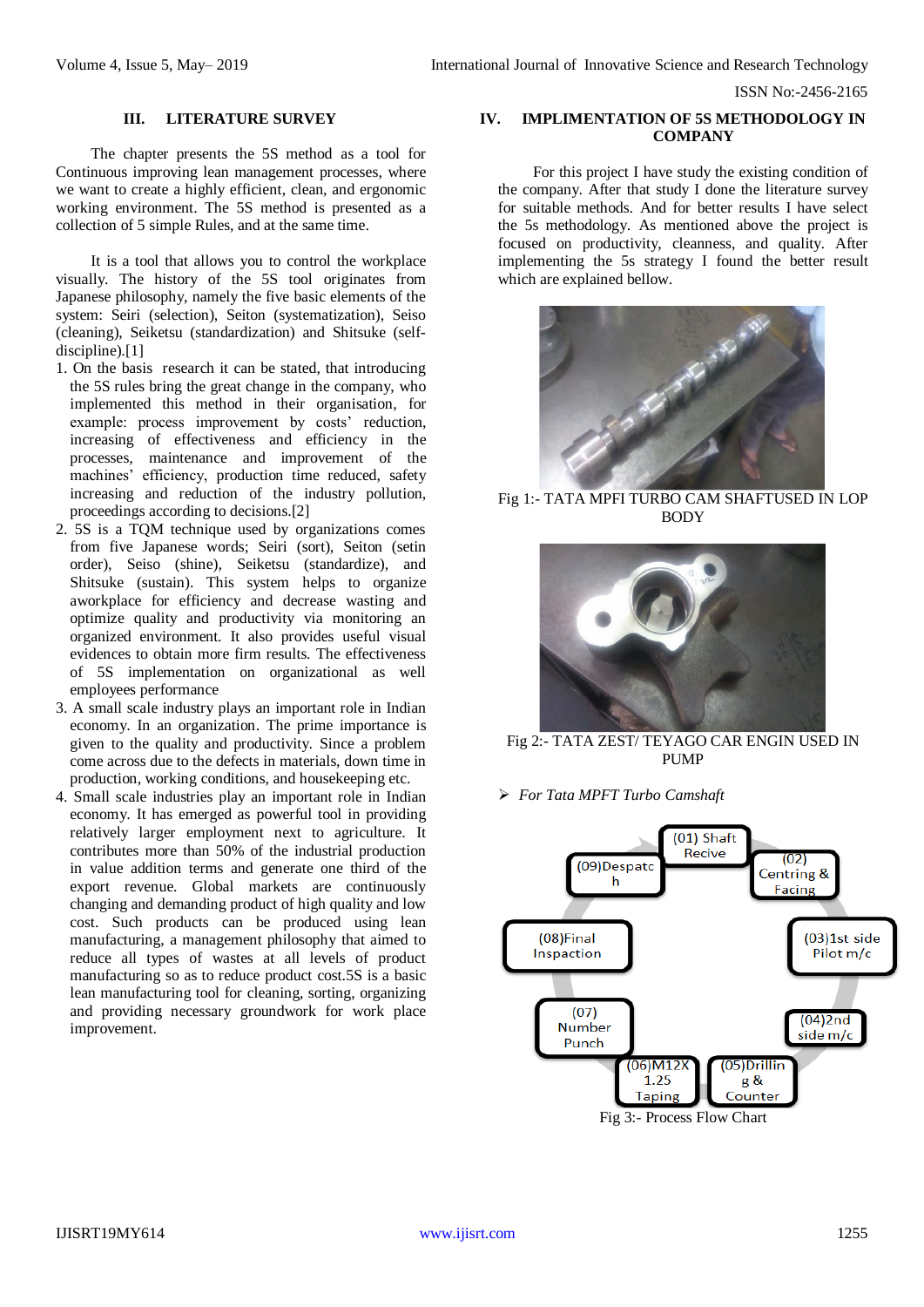## III. LITERATURE SURVEY

The chapter presents the 5S method as a tool for Continuous improving lean management processes, where we want to create a highly efficient, clean, and ergonomic working environment. The 5S method is presented as a collection of 5 simple Rules, and at the same time.

It is a tool that allows you to control the workplace visually. The history of the 5S tool originates from Japanese philosophy, namely the five basic elements of the system: Seiri (selection), Seiton (systematization), Seiso (cleaning), Seiketsu (standardization) and Shitsuke (self-discipline).[1]

1. On the basis research it can be stated, that introducing the 5S rules bring the great change in the company, who implemented this method in their organisation, for example: process improvement by costs' reduction, increasing of effectiveness and efficiency in the processes, maintenance and improvement of the machines' efficiency, production time reduced, safety increasing and reduction of the industry pollution, proceedings according to decisions.[2]
2. 5S is a TQM technique used by organizations comes from five Japanese words; Seiri (sort), Seiton (setin order), Seiso (shine), Seiketsu (standardize), and Shitsuke (sustain). This system helps to organize aworkplace for efficiency and decrease wasting and optimize quality and productivity via monitoring an organized environment. It also provides useful visual evidences to obtain more firm results. The effectiveness of 5S implementation on organizational as well employees performance
3. A small scale industry plays an important role in Indian economy. In an organization. The prime importance is given to the quality and productivity. Since a problem come across due to the defects in materials, down time in production, working conditions, and housekeeping etc.
4. Small scale industries play an important role in Indian economy. It has emerged as powerful tool in providing relatively larger employment next to agriculture. It contributes more than 50% of the industrial production in value addition terms and generate one third of the export revenue. Global markets are continuously changing and demanding product of high quality and low cost. Such products can be produced using lean manufacturing, a management philosophy that aimed to reduce all types of wastes at all levels of product manufacturing so as to reduce product cost.5S is a basic lean manufacturing tool for cleaning, sorting, organizing and providing necessary groundwork for work place improvement.

## IV. IMPLIMENTATION OF 5S METHODOLOGY IN COMPANY

For this project I have study the existing condition of the company. After that study I done the literature survey for suitable methods. And for better results I have select the 5s methodology. As mentioned above the project is focused on productivity, cleanness, and quality. After implementing the 5s strategy I found the better result which are explained bellow.

Fig 1:- TATA MPFI TURBO CAM SHAFTUSED IN LOP BODY

Fig 2:- TATA ZEST/ TEYAGO CAR ENGIN USED IN PUMP

- *For Tata MPFT Turbo Camshaft*

(01) Shaft Recive → (02) Centring & Facing → (03)1st side Pilot m/c → (04)2nd side m/c → (05)Drilling & Counter → (06)M12X 1.25 Taping → (07) Number Punch → (08)Final Inspaction → (09)Despatch

Fig 3:- Process Flow Chart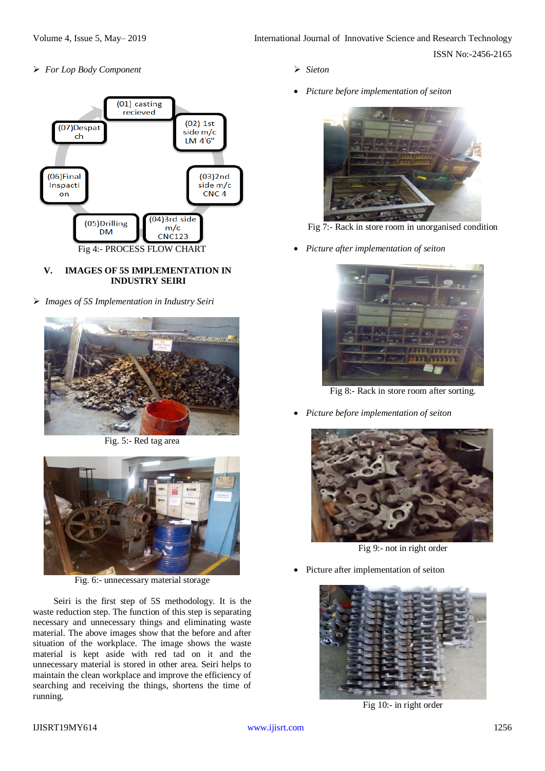➢ *For Lop Body Component*

(01) casting recieved

(02) 1st side m/c LM 4'6"

(03)2nd side m/c CNC 4

(04)3rd side m/c CNC123

(05)Drilling DM

(06)Final Inspaction

(07)Despatch

Fig 4:- PROCESS FLOW CHART

## V. IMAGES OF 5S IMPLEMENTATION IN INDUSTRY SEIRI

➢ *Images of 5S Implementation in Industry Seiri*

Fig. 5:- Red tag area

Fig. 6:- unnecessary material storage

Seiri is the first step of 5S methodology. It is the waste reduction step. The function of this step is separating necessary and unnecessary things and eliminating waste material. The above images show that the before and after situation of the workplace. The image shows the waste material is kept aside with red tad on it and the unnecessary material is stored in other area. Seiri helps to maintain the clean workplace and improve the efficiency of searching and receiving the things, shortens the time of running.

➢ *Sieton*

- *Picture before implementation of seiton*

Fig 7:- Rack in store room in unorganised condition

- *Picture after implementation of seiton*

Fig 8:- Rack in store room after sorting.

- *Picture before implementation of seiton*

Fig 9:- not in right order

- Picture after implementation of seiton

Fig 10:- in right order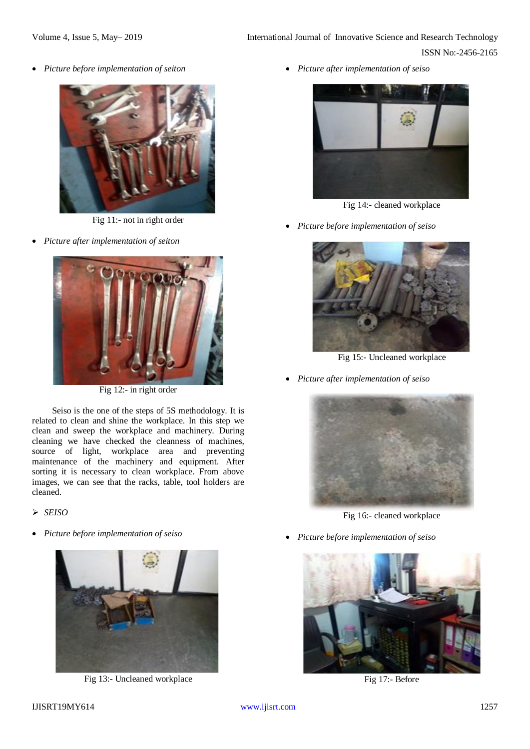- *Picture before implementation of seiton*

Fig 11:- not in right order

- *Picture after implementation of seiton*

Fig 12:- in right order

Seiso is the one of the steps of 5S methodology. It is related to clean and shine the workplace. In this step we clean and sweep the workplace and machinery. During cleaning we have checked the cleanness of machines, source of light, workplace area and preventing maintenance of the machinery and equipment. After sorting it is necessary to clean workplace. From above images, we can see that the racks, table, tool holders are cleaned.

➢ *SEISO*

- *Picture before implementation of seiso*

Fig 13:- Uncleaned workplace

- *Picture after implementation of seiso*

Fig 14:- cleaned workplace

- *Picture before implementation of seiso*

Fig 15:- Uncleaned workplace

- *Picture after implementation of seiso*

Fig 16:- cleaned workplace

- *Picture before implementation of seiso*

Fig 17:- Before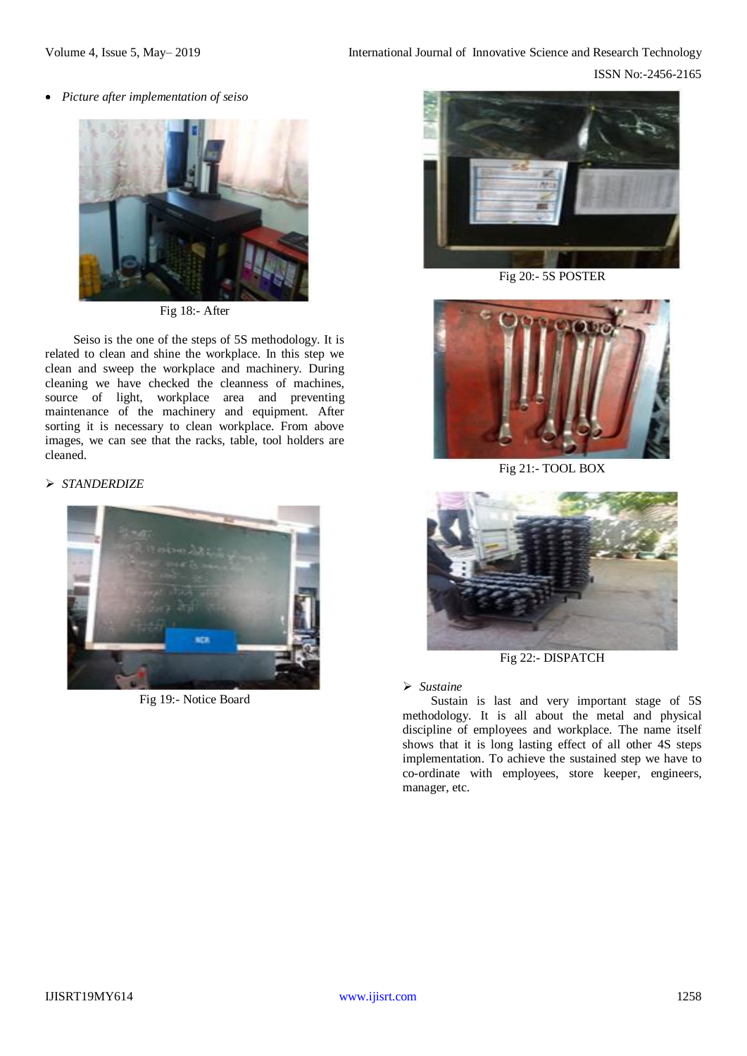- *Picture after implementation of seiso*

Fig 18:- After

Seiso is the one of the steps of 5S methodology. It is related to clean and shine the workplace. In this step we clean and sweep the workplace and machinery. During cleaning we have checked the cleanness of machines, source of light, workplace area and preventing maintenance of the machinery and equipment. After sorting it is necessary to clean workplace. From above images, we can see that the racks, table, tool holders are cleaned.

- *STANDERDIZE*

Fig 19:- Notice Board

Fig 20:- 5S POSTER

Fig 21:- TOOL BOX

Fig 22:- DISPATCH

- *Sustaine*

Sustain is last and very important stage of 5S methodology. It is all about the metal and physical discipline of employees and workplace. The name itself shows that it is long lasting effect of all other 4S steps implementation. To achieve the sustained step we have to co-ordinate with employees, store keeper, engineers, manager, etc.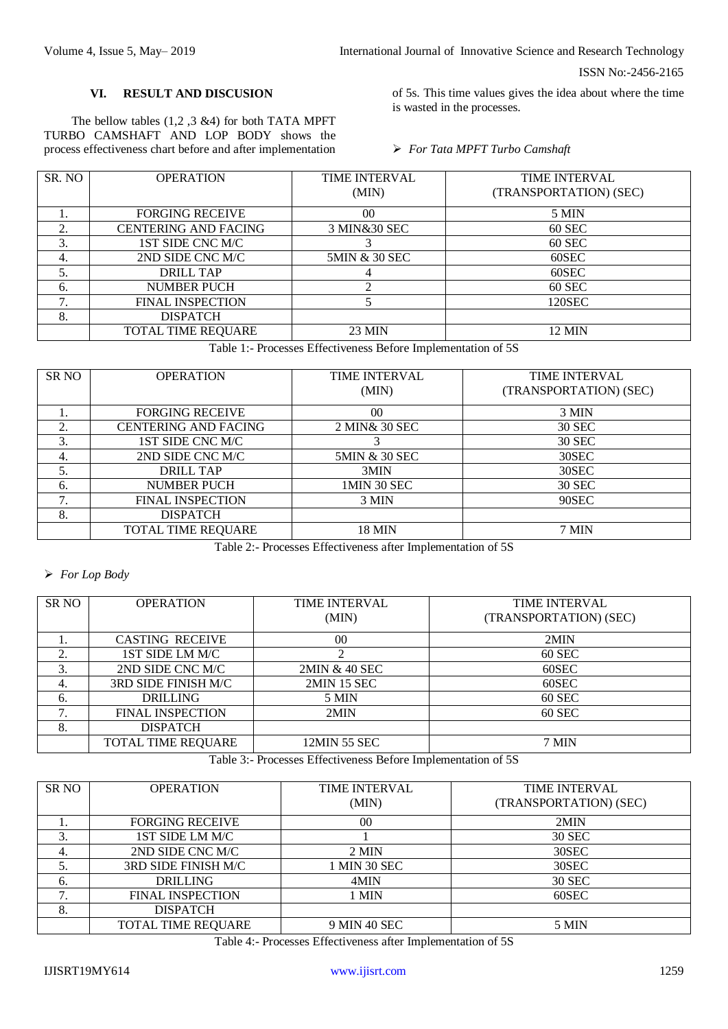## VI. RESULT AND DISCUSION

The bellow tables (1,2 ,3 &4) for both TATA MPFT TURBO CAMSHAFT AND LOP BODY shows the process effectiveness chart before and after implementation of 5s. This time values gives the idea about where the time is wasted in the processes.

➢ *For Tata MPFT Turbo Camshaft*

| SR. NO | OPERATION | TIME INTERVAL (MIN) | TIME INTERVAL (TRANSPORTATION) (SEC) |
|---|---|---|---|
| 1. | FORGING RECEIVE | 00 | 5 MIN |
| 2. | CENTERING AND FACING | 3 MIN&30 SEC | 60 SEC |
| 3. | 1ST SIDE CNC M/C | 3 | 60 SEC |
| 4. | 2ND SIDE CNC M/C | 5MIN & 30 SEC | 60SEC |
| 5. | DRILL TAP | 4 | 60SEC |
| 6. | NUMBER PUCH | 2 | 60 SEC |
| 7. | FINAL INSPECTION | 5 | 120SEC |
| 8. | DISPATCH | | |
| | TOTAL TIME REQUARE | 23 MIN | 12 MIN |

Table 1:- Processes Effectiveness Before Implementation of 5S

| SR NO | OPERATION | TIME INTERVAL (MIN) | TIME INTERVAL (TRANSPORTATION) (SEC) |
|---|---|---|---|
| 1. | FORGING RECEIVE | 00 | 3 MIN |
| 2. | CENTERING AND FACING | 2 MIN& 30 SEC | 30 SEC |
| 3. | 1ST SIDE CNC M/C | 3 | 30 SEC |
| 4. | 2ND SIDE CNC M/C | 5MIN & 30 SEC | 30SEC |
| 5. | DRILL TAP | 3MIN | 30SEC |
| 6. | NUMBER PUCH | 1MIN 30 SEC | 30 SEC |
| 7. | FINAL INSPECTION | 3 MIN | 90SEC |
| 8. | DISPATCH | | |
| | TOTAL TIME REQUARE | 18 MIN | 7 MIN |

Table 2:- Processes Effectiveness after Implementation of 5S

➢ *For Lop Body*

| SR NO | OPERATION | TIME INTERVAL (MIN) | TIME INTERVAL (TRANSPORTATION) (SEC) |
|---|---|---|---|
| 1. | CASTING RECEIVE | 00 | 2MIN |
| 2. | 1ST SIDE LM M/C | 2 | 60 SEC |
| 3. | 2ND SIDE CNC M/C | 2MIN & 40 SEC | 60SEC |
| 4. | 3RD SIDE FINISH M/C | 2MIN 15 SEC | 60SEC |
| 6. | DRILLING | 5 MIN | 60 SEC |
| 7. | FINAL INSPECTION | 2MIN | 60 SEC |
| 8. | DISPATCH | | |
| | TOTAL TIME REQUARE | 12MIN 55 SEC | 7 MIN |

Table 3:- Processes Effectiveness Before Implementation of 5S

| SR NO | OPERATION | TIME INTERVAL (MIN) | TIME INTERVAL (TRANSPORTATION) (SEC) |
|---|---|---|---|
| 1. | FORGING RECEIVE | 00 | 2MIN |
| 3. | 1ST SIDE LM M/C | 1 | 30 SEC |
| 4. | 2ND SIDE CNC M/C | 2 MIN | 30SEC |
| 5. | 3RD SIDE FINISH M/C | 1 MIN 30 SEC | 30SEC |
| 6. | DRILLING | 4MIN | 30 SEC |
| 7. | FINAL INSPECTION | 1 MIN | 60SEC |
| 8. | DISPATCH | | |
| | TOTAL TIME REQUARE | 9 MIN 40 SEC | 5 MIN |

Table 4:- Processes Effectiveness after Implementation of 5S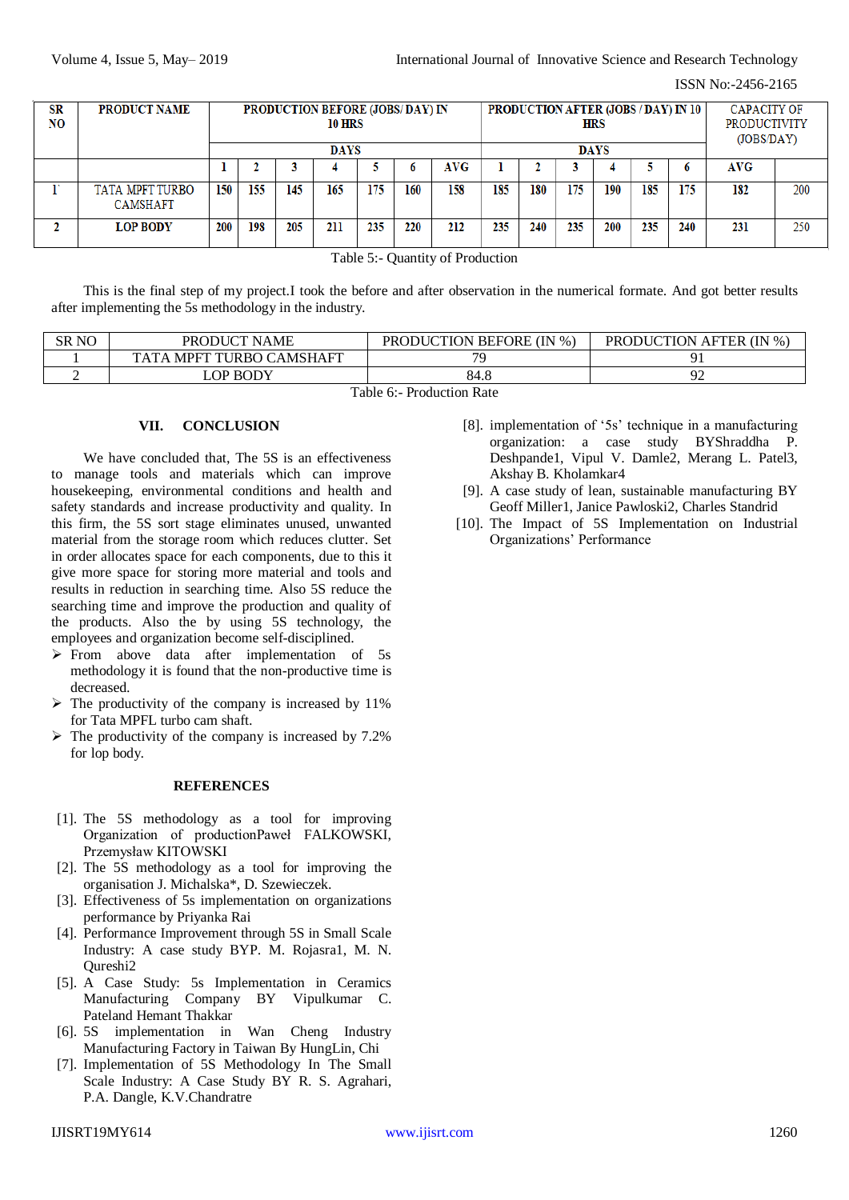| SR NO | PRODUCT NAME | PRODUCTION BEFORE (JOBS/ DAY) IN 10 HRS | | | | | | | PRODUCTION AFTER (JOBS / DAY) IN 10 HRS | | | | | | | CAPACITY OF PRODUCTIVITY (JOBS/DAY) |
|---|---|---|---|---|---|---|---|---|---|---|---|---|---|---|---|---|
| | | DAYS | | | | | | | DAYS | | | | | | | |
| | | 1 | 2 | 3 | 4 | 5 | 6 | AVG | 1 | 2 | 3 | 4 | 5 | 6 | AVG | |
| 1` | TATA MPFT TURBO CAMSHAFT | 150 | 155 | 145 | 165 | 175 | 160 | 158 | 185 | 180 | 175 | 190 | 185 | 175 | 182 | 200 |
| 2 | LOP BODY | 200 | 198 | 205 | 211 | 235 | 220 | 212 | 235 | 240 | 235 | 200 | 235 | 240 | 231 | 250 |

Table 5:- Quantity of Production

This is the final step of my project.I took the before and after observation in the numerical formate. And got better results after implementing the 5s methodology in the industry.

| SR NO | PRODUCT NAME | PRODUCTION BEFORE (IN %) | PRODUCTION AFTER (IN %) |
|---|---|---|---|
| 1 | TATA MPFT TURBO CAMSHAFT | 79 | 91 |
| 2 | LOP BODY | 84.8 | 92 |

Table 6:- Production Rate

## VII. CONCLUSION

We have concluded that, The 5S is an effectiveness to manage tools and materials which can improve housekeeping, environmental conditions and health and safety standards and increase productivity and quality. In this firm, the 5S sort stage eliminates unused, unwanted material from the storage room which reduces clutter. Set in order allocates space for each components, due to this it give more space for storing more material and tools and results in reduction in searching time. Also 5S reduce the searching time and improve the production and quality of the products. Also the by using 5S technology, the employees and organization become self-disciplined.

- From above data after implementation of 5s methodology it is found that the non-productive time is decreased.
- The productivity of the company is increased by 11% for Tata MPFL turbo cam shaft.
- The productivity of the company is increased by 7.2% for lop body.

## REFERENCES

[1]. The 5S methodology as a tool for improving Organization of productionPaweł FALKOWSKI, Przemysław KITOWSKI

[2]. The 5S methodology as a tool for improving the organisation J. Michalska*, D. Szewieczek.

[3]. Effectiveness of 5s implementation on organizations performance by Priyanka Rai

[4]. Performance Improvement through 5S in Small Scale Industry: A case study BYP. M. Rojasra1, M. N. Qureshi2

[5]. A Case Study: 5s Implementation in Ceramics Manufacturing Company BY Vipulkumar C. Pateland Hemant Thakkar

[6]. 5S implementation in Wan Cheng Industry Manufacturing Factory in Taiwan By HungLin, Chi

[7]. Implementation of 5S Methodology In The Small Scale Industry: A Case Study BY R. S. Agrahari, P.A. Dangle, K.V.Chandratre

[8]. implementation of '5s' technique in a manufacturing organization: a case study BYShraddha P. Deshpande1, Vipul V. Damle2, Merang L. Patel3, Akshay B. Kholamkar4

[9]. A case study of lean, sustainable manufacturing BY Geoff Miller1, Janice Pawloski2, Charles Standrid

[10]. The Impact of 5S Implementation on Industrial Organizations' Performance